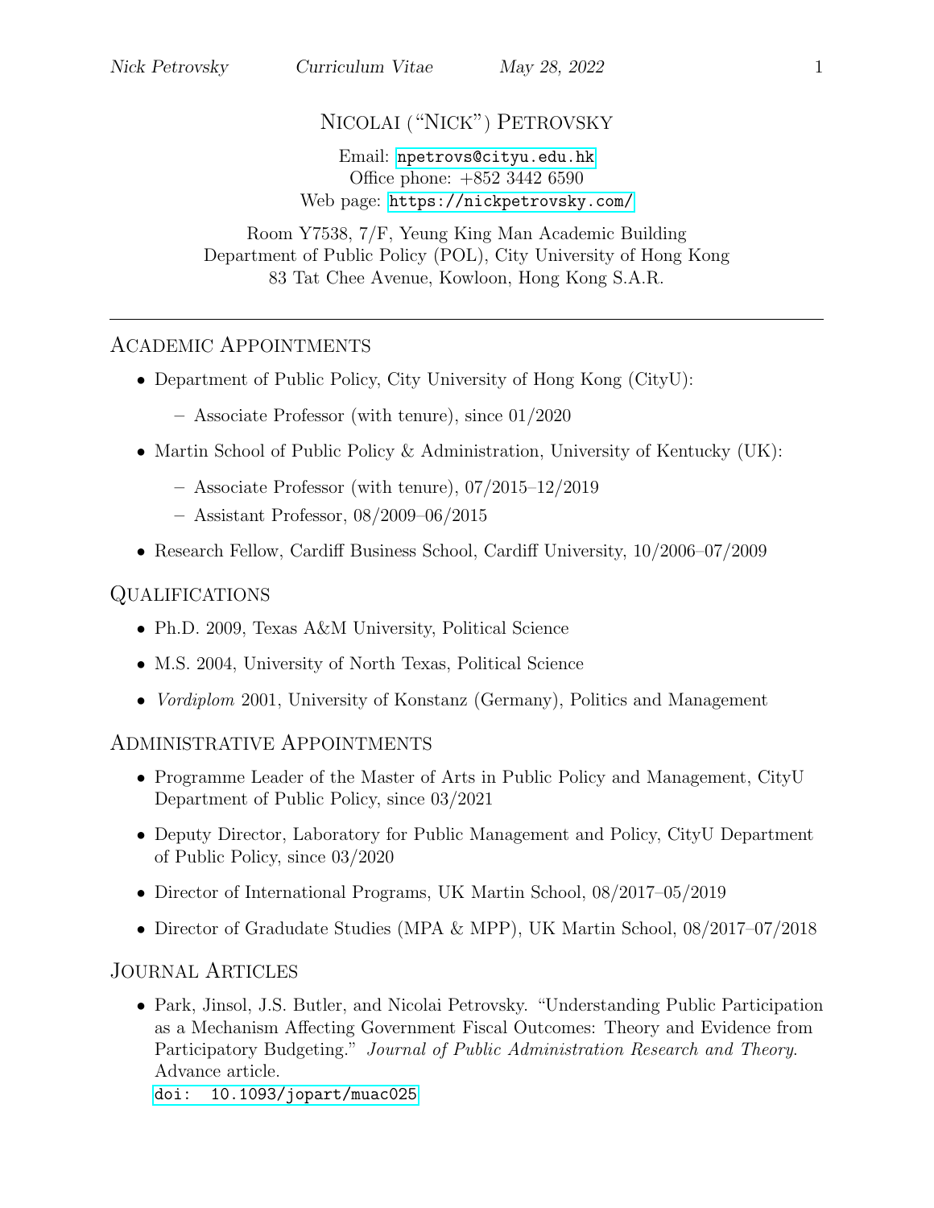# Nicolai ("Nick") Petrovsky

Email: npetrovs@cityu.edu.hk
Office phone: +852 3442 6590
Web page: https://nickpetrovsky.com/

Room Y7538, 7/F, Yeung King Man Academic Building
Department of Public Policy (POL), City University of Hong Kong
83 Tat Chee Avenue, Kowloon, Hong Kong S.A.R.

---

## Academic Appointments

- Department of Public Policy, City University of Hong Kong (CityU):
  - Associate Professor (with tenure), since 01/2020
- Martin School of Public Policy & Administration, University of Kentucky (UK):
  - Associate Professor (with tenure), 07/2015–12/2019
  - Assistant Professor, 08/2009–06/2015
- Research Fellow, Cardiff Business School, Cardiff University, 10/2006–07/2009

## Qualifications

- Ph.D. 2009, Texas A&M University, Political Science
- M.S. 2004, University of North Texas, Political Science
- *Vordiplom* 2001, University of Konstanz (Germany), Politics and Management

## Administrative Appointments

- Programme Leader of the Master of Arts in Public Policy and Management, CityU Department of Public Policy, since 03/2021
- Deputy Director, Laboratory for Public Management and Policy, CityU Department of Public Policy, since 03/2020
- Director of International Programs, UK Martin School, 08/2017–05/2019
- Director of Gradudate Studies (MPA & MPP), UK Martin School, 08/2017–07/2018

## Journal Articles

- Park, Jinsol, J.S. Butler, and Nicolai Petrovsky. "Understanding Public Participation as a Mechanism Affecting Government Fiscal Outcomes: Theory and Evidence from Participatory Budgeting." *Journal of Public Administration Research and Theory*. Advance article.
  doi: 10.1093/jopart/muac025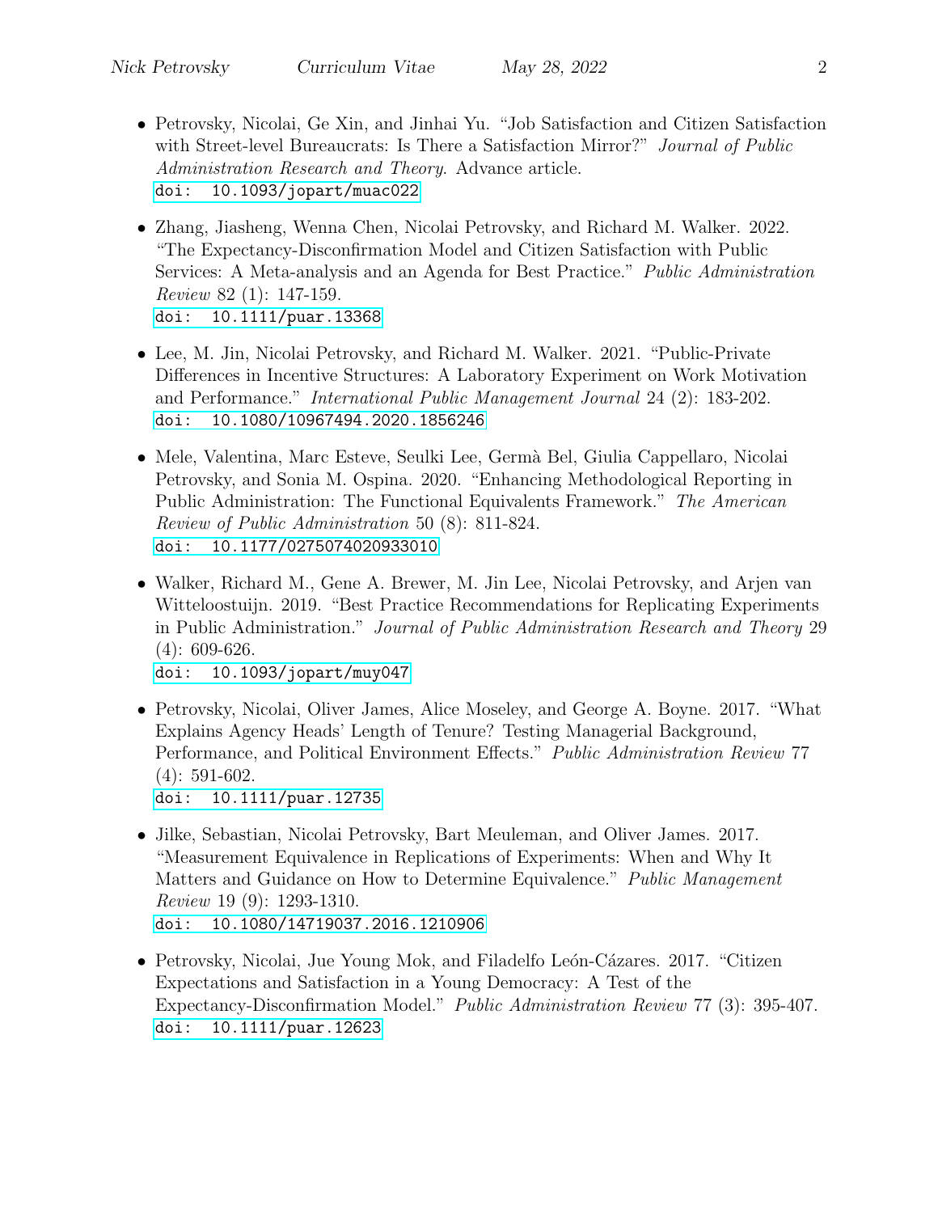- Petrovsky, Nicolai, Ge Xin, and Jinhai Yu. "Job Satisfaction and Citizen Satisfaction with Street-level Bureaucrats: Is There a Satisfaction Mirror?" *Journal of Public Administration Research and Theory*. Advance article.
  doi: 10.1093/jopart/muac022

- Zhang, Jiasheng, Wenna Chen, Nicolai Petrovsky, and Richard M. Walker. 2022. "The Expectancy-Disconfirmation Model and Citizen Satisfaction with Public Services: A Meta-analysis and an Agenda for Best Practice." *Public Administration Review* 82 (1): 147-159.
  doi: 10.1111/puar.13368

- Lee, M. Jin, Nicolai Petrovsky, and Richard M. Walker. 2021. "Public-Private Differences in Incentive Structures: A Laboratory Experiment on Work Motivation and Performance." *International Public Management Journal* 24 (2): 183-202.
  doi: 10.1080/10967494.2020.1856246

- Mele, Valentina, Marc Esteve, Seulki Lee, Germà Bel, Giulia Cappellaro, Nicolai Petrovsky, and Sonia M. Ospina. 2020. "Enhancing Methodological Reporting in Public Administration: The Functional Equivalents Framework." *The American Review of Public Administration* 50 (8): 811-824.
  doi: 10.1177/0275074020933010

- Walker, Richard M., Gene A. Brewer, M. Jin Lee, Nicolai Petrovsky, and Arjen van Witteloostuijn. 2019. "Best Practice Recommendations for Replicating Experiments in Public Administration." *Journal of Public Administration Research and Theory* 29 (4): 609-626.
  doi: 10.1093/jopart/muy047

- Petrovsky, Nicolai, Oliver James, Alice Moseley, and George A. Boyne. 2017. "What Explains Agency Heads' Length of Tenure? Testing Managerial Background, Performance, and Political Environment Effects." *Public Administration Review* 77 (4): 591-602.
  doi: 10.1111/puar.12735

- Jilke, Sebastian, Nicolai Petrovsky, Bart Meuleman, and Oliver James. 2017. "Measurement Equivalence in Replications of Experiments: When and Why It Matters and Guidance on How to Determine Equivalence." *Public Management Review* 19 (9): 1293-1310.
  doi: 10.1080/14719037.2016.1210906

- Petrovsky, Nicolai, Jue Young Mok, and Filadelfo León-Cázares. 2017. "Citizen Expectations and Satisfaction in a Young Democracy: A Test of the Expectancy-Disconfirmation Model." *Public Administration Review* 77 (3): 395-407.
  doi: 10.1111/puar.12623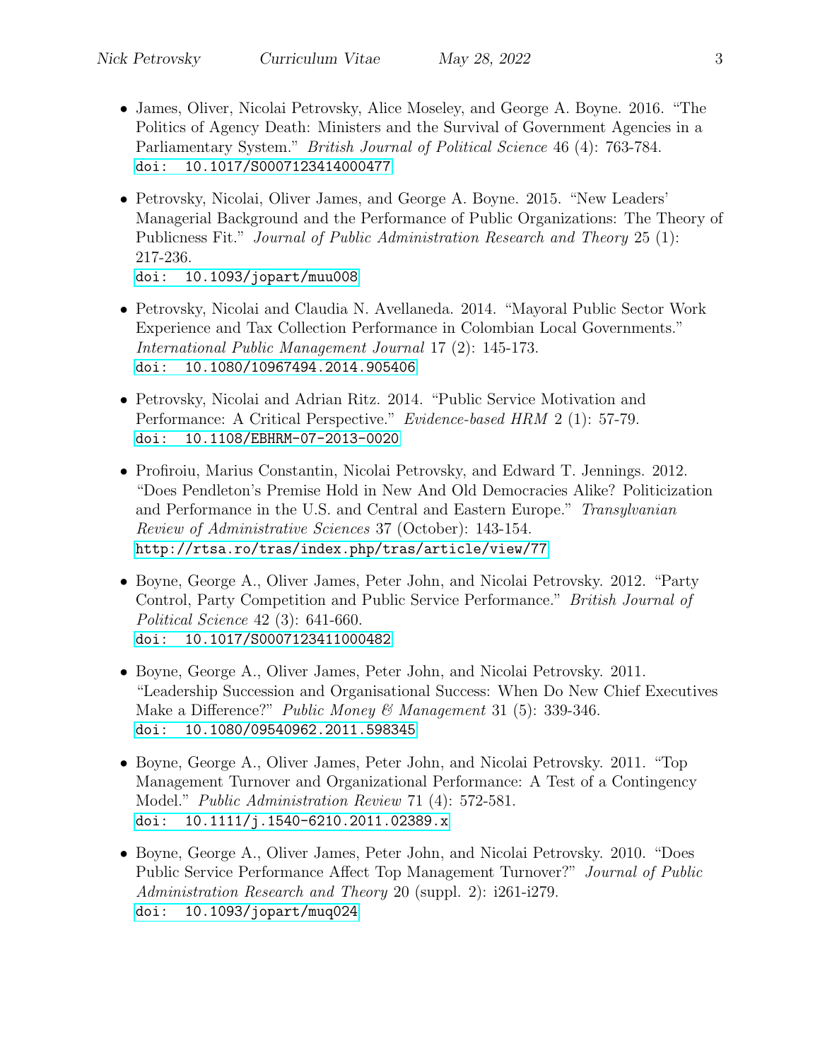- James, Oliver, Nicolai Petrovsky, Alice Moseley, and George A. Boyne. 2016. "The Politics of Agency Death: Ministers and the Survival of Government Agencies in a Parliamentary System." *British Journal of Political Science* 46 (4): 763-784. doi: 10.1017/S0007123414000477

- Petrovsky, Nicolai, Oliver James, and George A. Boyne. 2015. "New Leaders' Managerial Background and the Performance of Public Organizations: The Theory of Publicness Fit." *Journal of Public Administration Research and Theory* 25 (1): 217-236.
doi: 10.1093/jopart/muu008

- Petrovsky, Nicolai and Claudia N. Avellaneda. 2014. "Mayoral Public Sector Work Experience and Tax Collection Performance in Colombian Local Governments." *International Public Management Journal* 17 (2): 145-173.
doi: 10.1080/10967494.2014.905406

- Petrovsky, Nicolai and Adrian Ritz. 2014. "Public Service Motivation and Performance: A Critical Perspective." *Evidence-based HRM* 2 (1): 57-79.
doi: 10.1108/EBHRM-07-2013-0020

- Profiroiu, Marius Constantin, Nicolai Petrovsky, and Edward T. Jennings. 2012. "Does Pendleton's Premise Hold in New And Old Democracies Alike? Politicization and Performance in the U.S. and Central and Eastern Europe." *Transylvanian Review of Administrative Sciences* 37 (October): 143-154.
http://rtsa.ro/tras/index.php/tras/article/view/77

- Boyne, George A., Oliver James, Peter John, and Nicolai Petrovsky. 2012. "Party Control, Party Competition and Public Service Performance." *British Journal of Political Science* 42 (3): 641-660.
doi: 10.1017/S0007123411000482

- Boyne, George A., Oliver James, Peter John, and Nicolai Petrovsky. 2011. "Leadership Succession and Organisational Success: When Do New Chief Executives Make a Difference?" *Public Money & Management* 31 (5): 339-346.
doi: 10.1080/09540962.2011.598345

- Boyne, George A., Oliver James, Peter John, and Nicolai Petrovsky. 2011. "Top Management Turnover and Organizational Performance: A Test of a Contingency Model." *Public Administration Review* 71 (4): 572-581.
doi: 10.1111/j.1540-6210.2011.02389.x

- Boyne, George A., Oliver James, Peter John, and Nicolai Petrovsky. 2010. "Does Public Service Performance Affect Top Management Turnover?" *Journal of Public Administration Research and Theory* 20 (suppl. 2): i261-i279.
doi: 10.1093/jopart/muq024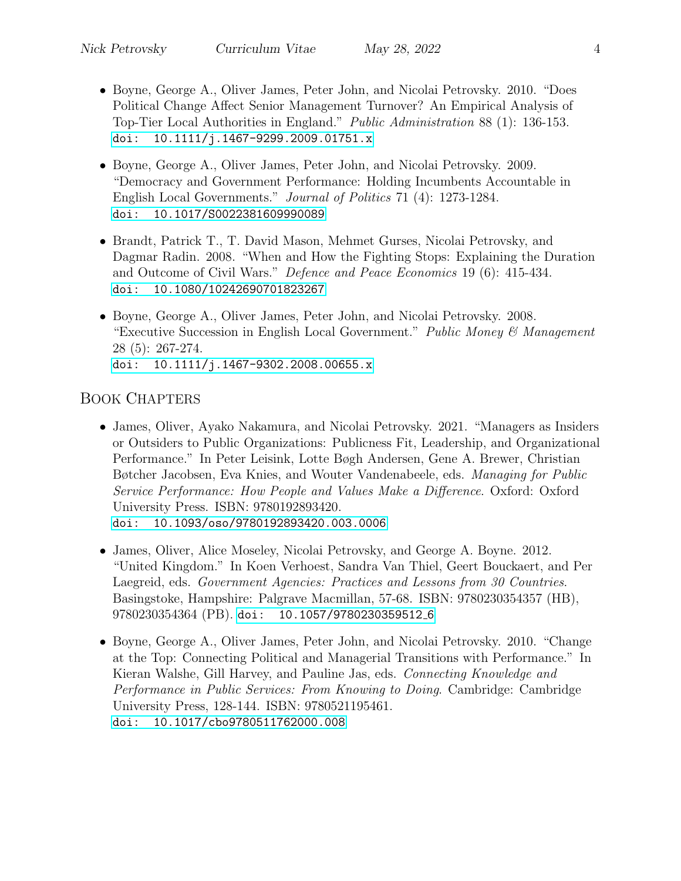- Boyne, George A., Oliver James, Peter John, and Nicolai Petrovsky. 2010. "Does Political Change Affect Senior Management Turnover? An Empirical Analysis of Top-Tier Local Authorities in England." *Public Administration* 88 (1): 136-153. doi: 10.1111/j.1467-9299.2009.01751.x

- Boyne, George A., Oliver James, Peter John, and Nicolai Petrovsky. 2009. "Democracy and Government Performance: Holding Incumbents Accountable in English Local Governments." *Journal of Politics* 71 (4): 1273-1284. doi: 10.1017/S0022381609990089

- Brandt, Patrick T., T. David Mason, Mehmet Gurses, Nicolai Petrovsky, and Dagmar Radin. 2008. "When and How the Fighting Stops: Explaining the Duration and Outcome of Civil Wars." *Defence and Peace Economics* 19 (6): 415-434. doi: 10.1080/10242690701823267

- Boyne, George A., Oliver James, Peter John, and Nicolai Petrovsky. 2008. "Executive Succession in English Local Government." *Public Money & Management* 28 (5): 267-274. doi: 10.1111/j.1467-9302.2008.00655.x

## Book Chapters

- James, Oliver, Ayako Nakamura, and Nicolai Petrovsky. 2021. "Managers as Insiders or Outsiders to Public Organizations: Publicness Fit, Leadership, and Organizational Performance." In Peter Leisink, Lotte Bøgh Andersen, Gene A. Brewer, Christian Bøtcher Jacobsen, Eva Knies, and Wouter Vandenabeele, eds. *Managing for Public Service Performance: How People and Values Make a Difference*. Oxford: Oxford University Press. ISBN: 9780192893420. doi: 10.1093/oso/9780192893420.003.0006

- James, Oliver, Alice Moseley, Nicolai Petrovsky, and George A. Boyne. 2012. "United Kingdom." In Koen Verhoest, Sandra Van Thiel, Geert Bouckaert, and Per Laegreid, eds. *Government Agencies: Practices and Lessons from 30 Countries*. Basingstoke, Hampshire: Palgrave Macmillan, 57-68. ISBN: 9780230354357 (HB), 9780230354364 (PB). doi: 10.1057/9780230359512_6

- Boyne, George A., Oliver James, Peter John, and Nicolai Petrovsky. 2010. "Change at the Top: Connecting Political and Managerial Transitions with Performance." In Kieran Walshe, Gill Harvey, and Pauline Jas, eds. *Connecting Knowledge and Performance in Public Services: From Knowing to Doing*. Cambridge: Cambridge University Press, 128-144. ISBN: 9780521195461. doi: 10.1017/cbo9780511762000.008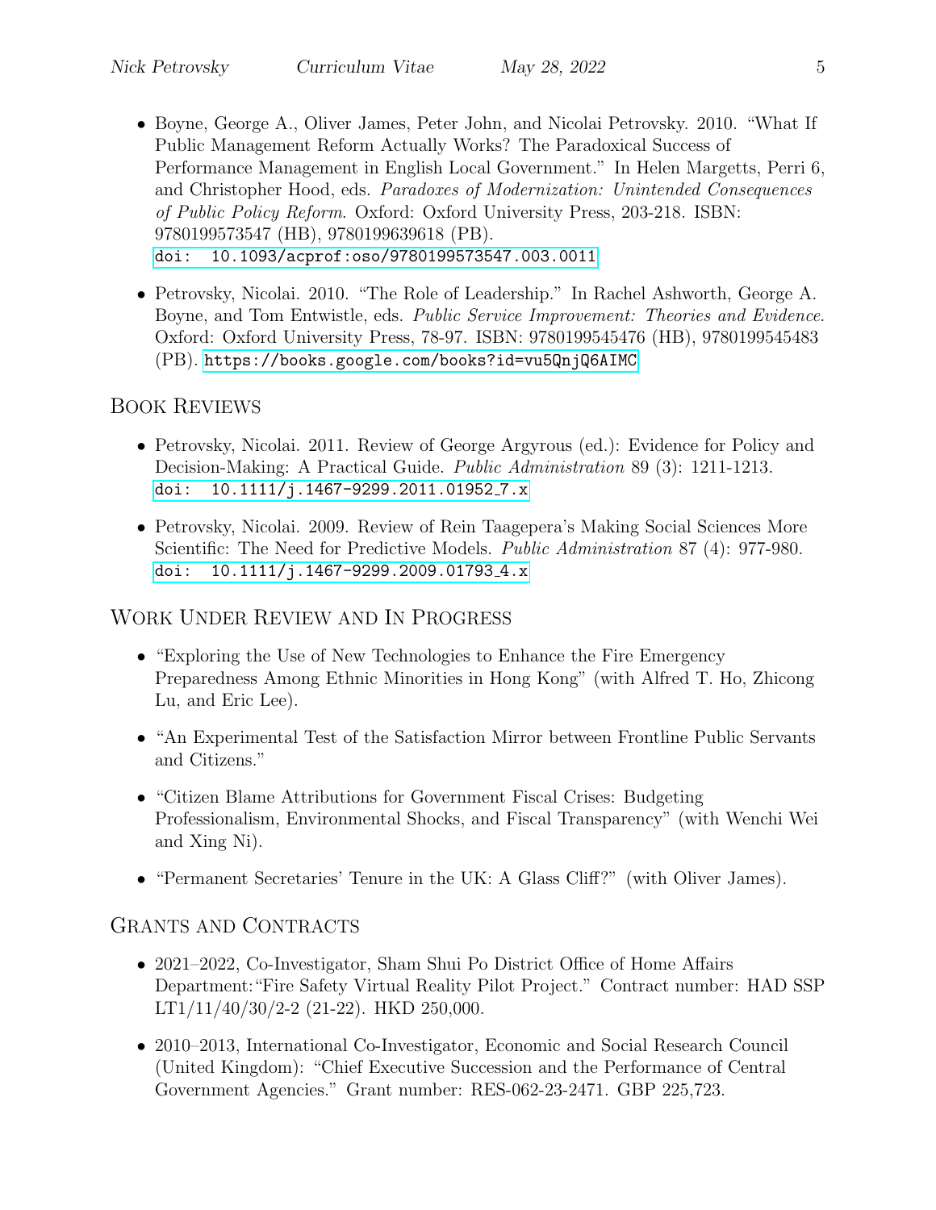- Boyne, George A., Oliver James, Peter John, and Nicolai Petrovsky. 2010. "What If Public Management Reform Actually Works? The Paradoxical Success of Performance Management in English Local Government." In Helen Margetts, Perri 6, and Christopher Hood, eds. *Paradoxes of Modernization: Unintended Consequences of Public Policy Reform*. Oxford: Oxford University Press, 203-218. ISBN: 9780199573547 (HB), 9780199639618 (PB). doi: 10.1093/acprof:oso/9780199573547.003.0011

- Petrovsky, Nicolai. 2010. "The Role of Leadership." In Rachel Ashworth, George A. Boyne, and Tom Entwistle, eds. *Public Service Improvement: Theories and Evidence*. Oxford: Oxford University Press, 78-97. ISBN: 9780199545476 (HB), 9780199545483 (PB). https://books.google.com/books?id=vu5QnjQ6AIMC

## Book Reviews

- Petrovsky, Nicolai. 2011. Review of George Argyrous (ed.): Evidence for Policy and Decision-Making: A Practical Guide. *Public Administration* 89 (3): 1211-1213. doi: 10.1111/j.1467-9299.2011.01952_7.x

- Petrovsky, Nicolai. 2009. Review of Rein Taagepera's Making Social Sciences More Scientific: The Need for Predictive Models. *Public Administration* 87 (4): 977-980. doi: 10.1111/j.1467-9299.2009.01793_4.x

## Work Under Review and In Progress

- "Exploring the Use of New Technologies to Enhance the Fire Emergency Preparedness Among Ethnic Minorities in Hong Kong" (with Alfred T. Ho, Zhicong Lu, and Eric Lee).

- "An Experimental Test of the Satisfaction Mirror between Frontline Public Servants and Citizens."

- "Citizen Blame Attributions for Government Fiscal Crises: Budgeting Professionalism, Environmental Shocks, and Fiscal Transparency" (with Wenchi Wei and Xing Ni).

- "Permanent Secretaries' Tenure in the UK: A Glass Cliff?" (with Oliver James).

## Grants and Contracts

- 2021–2022, Co-Investigator, Sham Shui Po District Office of Home Affairs Department: "Fire Safety Virtual Reality Pilot Project." Contract number: HAD SSP LT1/11/40/30/2-2 (21-22). HKD 250,000.

- 2010–2013, International Co-Investigator, Economic and Social Research Council (United Kingdom): "Chief Executive Succession and the Performance of Central Government Agencies." Grant number: RES-062-23-2471. GBP 225,723.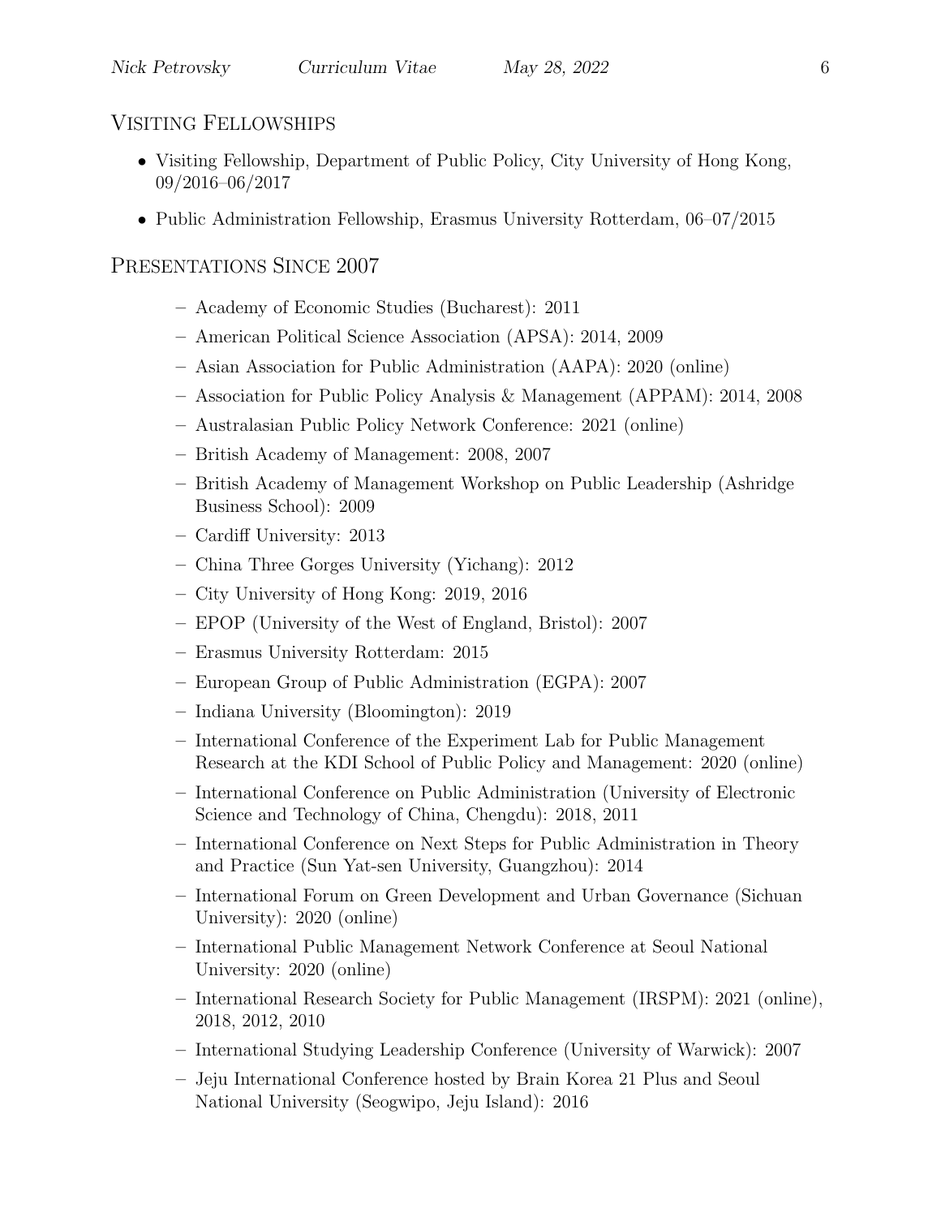## Visiting Fellowships

- Visiting Fellowship, Department of Public Policy, City University of Hong Kong, 09/2016–06/2017
- Public Administration Fellowship, Erasmus University Rotterdam, 06–07/2015

## Presentations Since 2007

- Academy of Economic Studies (Bucharest): 2011
- American Political Science Association (APSA): 2014, 2009
- Asian Association for Public Administration (AAPA): 2020 (online)
- Association for Public Policy Analysis & Management (APPAM): 2014, 2008
- Australasian Public Policy Network Conference: 2021 (online)
- British Academy of Management: 2008, 2007
- British Academy of Management Workshop on Public Leadership (Ashridge Business School): 2009
- Cardiff University: 2013
- China Three Gorges University (Yichang): 2012
- City University of Hong Kong: 2019, 2016
- EPOP (University of the West of England, Bristol): 2007
- Erasmus University Rotterdam: 2015
- European Group of Public Administration (EGPA): 2007
- Indiana University (Bloomington): 2019
- International Conference of the Experiment Lab for Public Management Research at the KDI School of Public Policy and Management: 2020 (online)
- International Conference on Public Administration (University of Electronic Science and Technology of China, Chengdu): 2018, 2011
- International Conference on Next Steps for Public Administration in Theory and Practice (Sun Yat-sen University, Guangzhou): 2014
- International Forum on Green Development and Urban Governance (Sichuan University): 2020 (online)
- International Public Management Network Conference at Seoul National University: 2020 (online)
- International Research Society for Public Management (IRSPM): 2021 (online), 2018, 2012, 2010
- International Studying Leadership Conference (University of Warwick): 2007
- Jeju International Conference hosted by Brain Korea 21 Plus and Seoul National University (Seogwipo, Jeju Island): 2016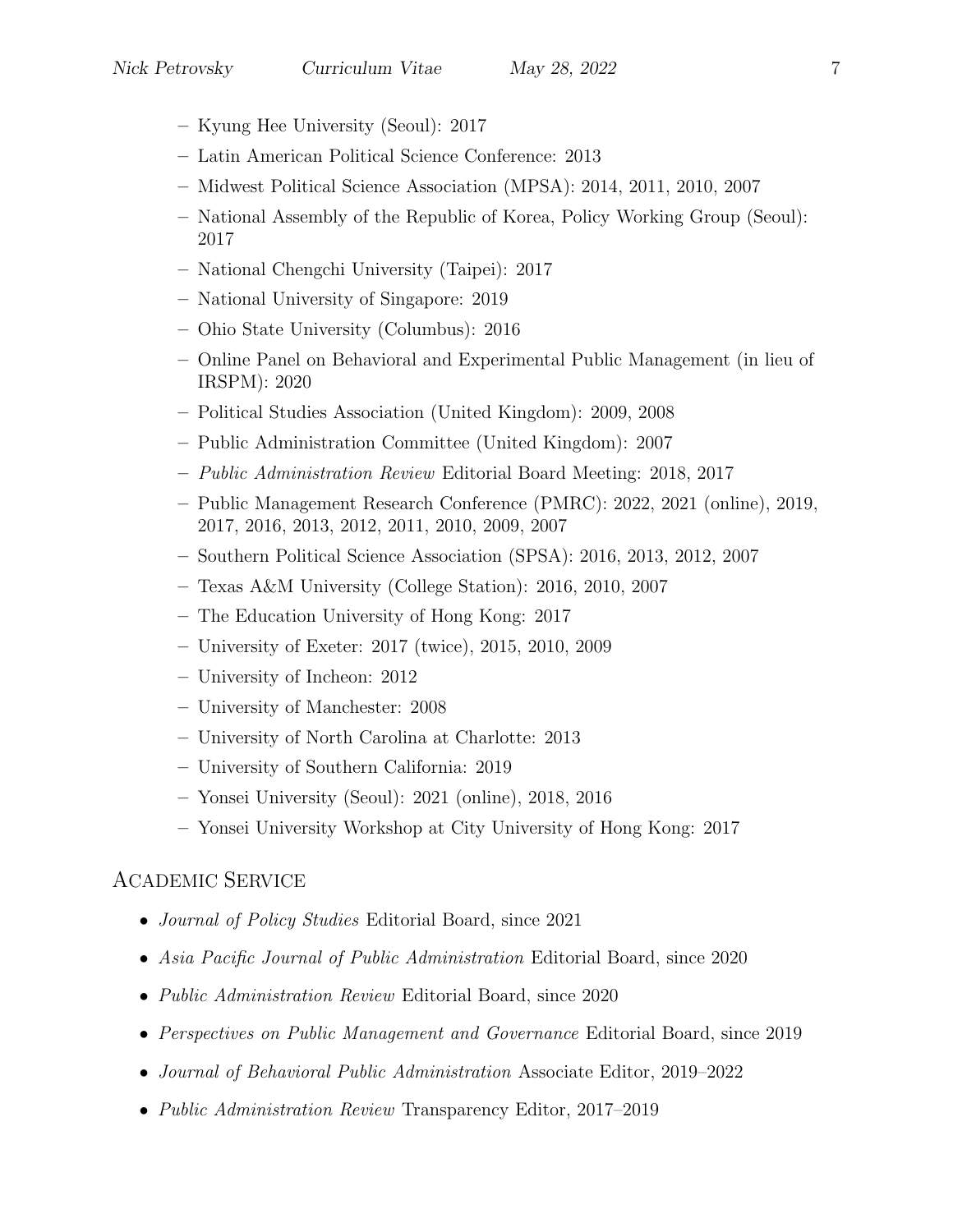- Kyung Hee University (Seoul): 2017
  - Latin American Political Science Conference: 2013
  - Midwest Political Science Association (MPSA): 2014, 2011, 2010, 2007
  - National Assembly of the Republic of Korea, Policy Working Group (Seoul): 2017
  - National Chengchi University (Taipei): 2017
  - National University of Singapore: 2019
  - Ohio State University (Columbus): 2016
  - Online Panel on Behavioral and Experimental Public Management (in lieu of IRSPM): 2020
  - Political Studies Association (United Kingdom): 2009, 2008
  - Public Administration Committee (United Kingdom): 2007
  - *Public Administration Review* Editorial Board Meeting: 2018, 2017
  - Public Management Research Conference (PMRC): 2022, 2021 (online), 2019, 2017, 2016, 2013, 2012, 2011, 2010, 2009, 2007
  - Southern Political Science Association (SPSA): 2016, 2013, 2012, 2007
  - Texas A&M University (College Station): 2016, 2010, 2007
  - The Education University of Hong Kong: 2017
  - University of Exeter: 2017 (twice), 2015, 2010, 2009
  - University of Incheon: 2012
  - University of Manchester: 2008
  - University of North Carolina at Charlotte: 2013
  - University of Southern California: 2019
  - Yonsei University (Seoul): 2021 (online), 2018, 2016
  - Yonsei University Workshop at City University of Hong Kong: 2017

## Academic Service

- *Journal of Policy Studies* Editorial Board, since 2021
- *Asia Pacific Journal of Public Administration* Editorial Board, since 2020
- *Public Administration Review* Editorial Board, since 2020
- *Perspectives on Public Management and Governance* Editorial Board, since 2019
- *Journal of Behavioral Public Administration* Associate Editor, 2019–2022
- *Public Administration Review* Transparency Editor, 2017–2019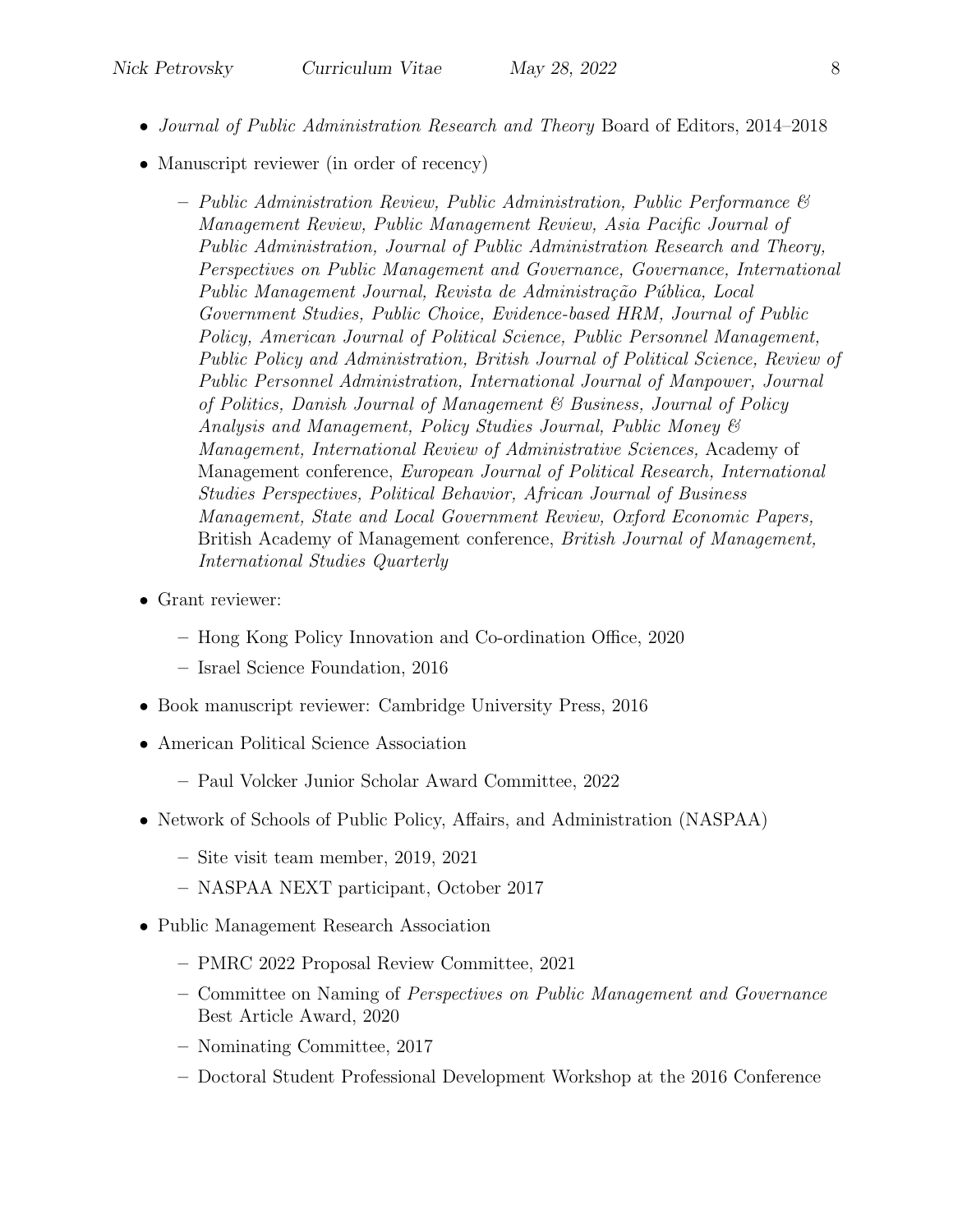- *Journal of Public Administration Research and Theory* Board of Editors, 2014–2018
- Manuscript reviewer (in order of recency)
  - *Public Administration Review, Public Administration, Public Performance & Management Review, Public Management Review, Asia Pacific Journal of Public Administration, Journal of Public Administration Research and Theory, Perspectives on Public Management and Governance, Governance, International Public Management Journal, Revista de Administração Pública, Local Government Studies, Public Choice, Evidence-based HRM, Journal of Public Policy, American Journal of Political Science, Public Personnel Management, Public Policy and Administration, British Journal of Political Science, Review of Public Personnel Administration, International Journal of Manpower, Journal of Politics, Danish Journal of Management & Business, Journal of Policy Analysis and Management, Policy Studies Journal, Public Money & Management, International Review of Administrative Sciences,* Academy of Management conference, *European Journal of Political Research, International Studies Perspectives, Political Behavior, African Journal of Business Management, State and Local Government Review, Oxford Economic Papers,* British Academy of Management conference, *British Journal of Management, International Studies Quarterly*
- Grant reviewer:
  - Hong Kong Policy Innovation and Co-ordination Office, 2020
  - Israel Science Foundation, 2016
- Book manuscript reviewer: Cambridge University Press, 2016
- American Political Science Association
  - Paul Volcker Junior Scholar Award Committee, 2022
- Network of Schools of Public Policy, Affairs, and Administration (NASPAA)
  - Site visit team member, 2019, 2021
  - NASPAA NEXT participant, October 2017
- Public Management Research Association
  - PMRC 2022 Proposal Review Committee, 2021
  - Committee on Naming of *Perspectives on Public Management and Governance* Best Article Award, 2020
  - Nominating Committee, 2017
  - Doctoral Student Professional Development Workshop at the 2016 Conference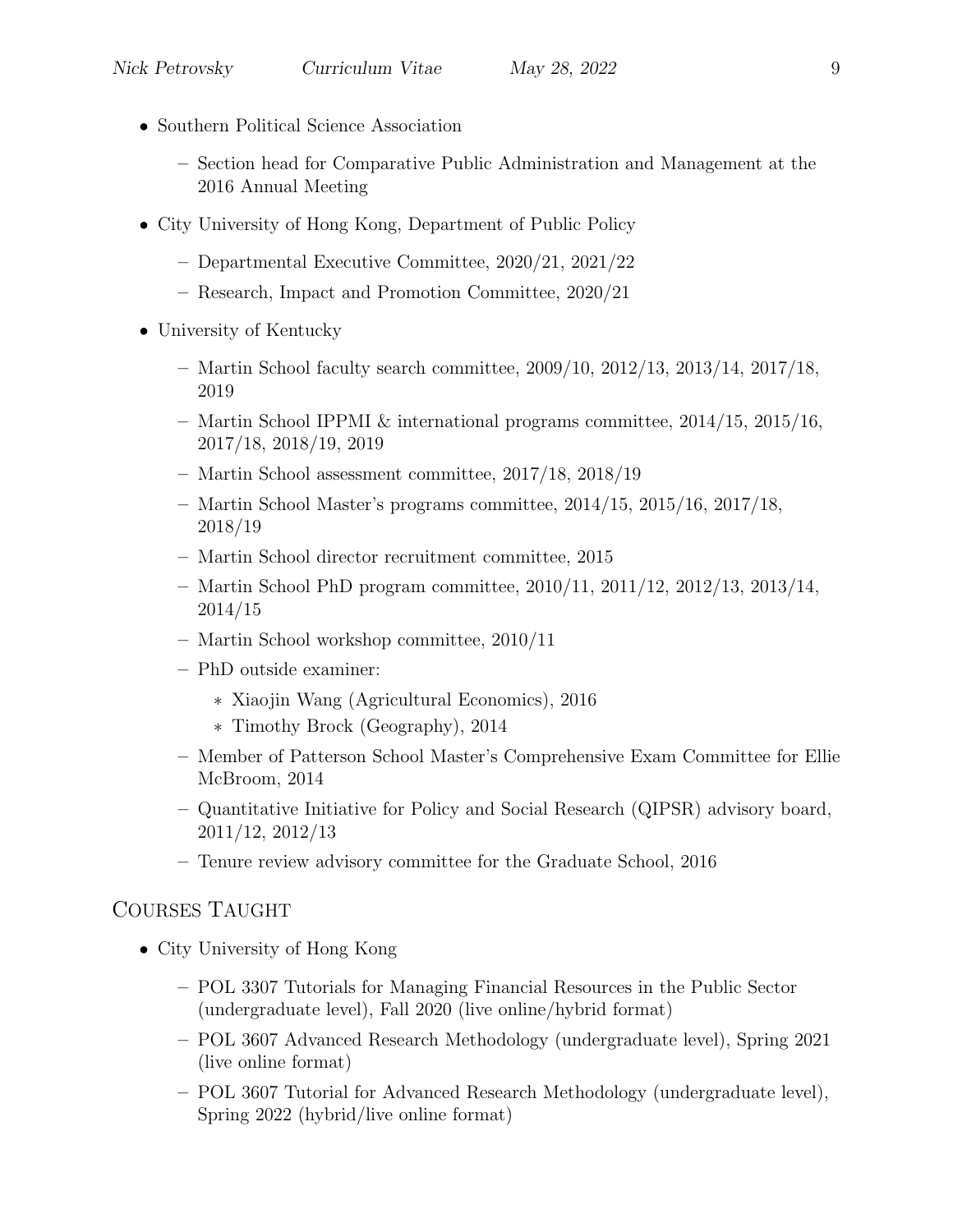- Southern Political Science Association
  - Section head for Comparative Public Administration and Management at the 2016 Annual Meeting
- City University of Hong Kong, Department of Public Policy
  - Departmental Executive Committee, 2020/21, 2021/22
  - Research, Impact and Promotion Committee, 2020/21
- University of Kentucky
  - Martin School faculty search committee, 2009/10, 2012/13, 2013/14, 2017/18, 2019
  - Martin School IPPMI & international programs committee, 2014/15, 2015/16, 2017/18, 2018/19, 2019
  - Martin School assessment committee, 2017/18, 2018/19
  - Martin School Master's programs committee, 2014/15, 2015/16, 2017/18, 2018/19
  - Martin School director recruitment committee, 2015
  - Martin School PhD program committee, 2010/11, 2011/12, 2012/13, 2013/14, 2014/15
  - Martin School workshop committee, 2010/11
  - PhD outside examiner:
    - Xiaojin Wang (Agricultural Economics), 2016
    - Timothy Brock (Geography), 2014
  - Member of Patterson School Master's Comprehensive Exam Committee for Ellie McBroom, 2014
  - Quantitative Initiative for Policy and Social Research (QIPSR) advisory board, 2011/12, 2012/13
  - Tenure review advisory committee for the Graduate School, 2016

## Courses Taught

- City University of Hong Kong
  - POL 3307 Tutorials for Managing Financial Resources in the Public Sector (undergraduate level), Fall 2020 (live online/hybrid format)
  - POL 3607 Advanced Research Methodology (undergraduate level), Spring 2021 (live online format)
  - POL 3607 Tutorial for Advanced Research Methodology (undergraduate level), Spring 2022 (hybrid/live online format)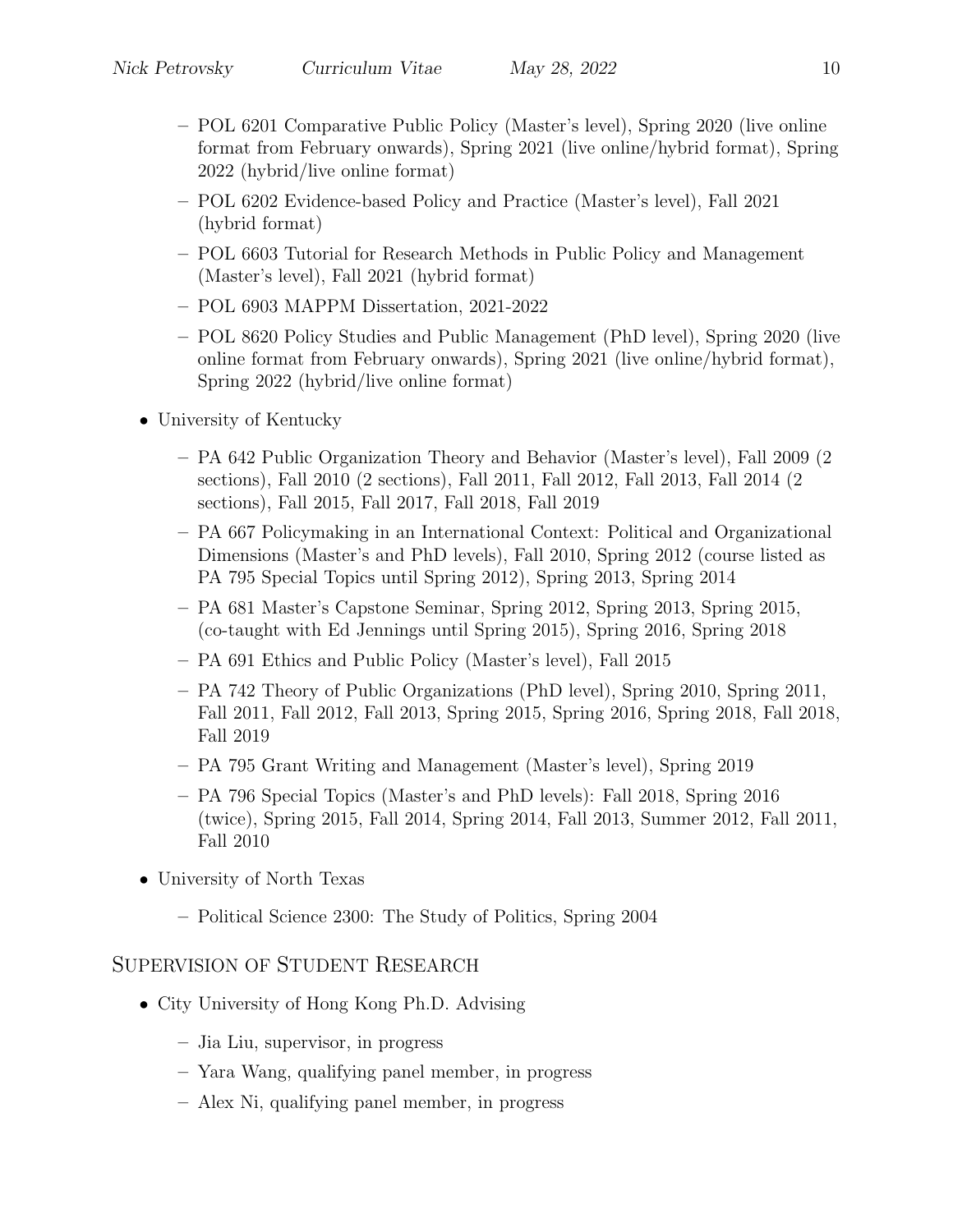- POL 6201 Comparative Public Policy (Master's level), Spring 2020 (live online format from February onwards), Spring 2021 (live online/hybrid format), Spring 2022 (hybrid/live online format)
  - POL 6202 Evidence-based Policy and Practice (Master's level), Fall 2021 (hybrid format)
  - POL 6603 Tutorial for Research Methods in Public Policy and Management (Master's level), Fall 2021 (hybrid format)
  - POL 6903 MAPPM Dissertation, 2021-2022
  - POL 8620 Policy Studies and Public Management (PhD level), Spring 2020 (live online format from February onwards), Spring 2021 (live online/hybrid format), Spring 2022 (hybrid/live online format)

- University of Kentucky
  - PA 642 Public Organization Theory and Behavior (Master's level), Fall 2009 (2 sections), Fall 2010 (2 sections), Fall 2011, Fall 2012, Fall 2013, Fall 2014 (2 sections), Fall 2015, Fall 2017, Fall 2018, Fall 2019
  - PA 667 Policymaking in an International Context: Political and Organizational Dimensions (Master's and PhD levels), Fall 2010, Spring 2012 (course listed as PA 795 Special Topics until Spring 2012), Spring 2013, Spring 2014
  - PA 681 Master's Capstone Seminar, Spring 2012, Spring 2013, Spring 2015, (co-taught with Ed Jennings until Spring 2015), Spring 2016, Spring 2018
  - PA 691 Ethics and Public Policy (Master's level), Fall 2015
  - PA 742 Theory of Public Organizations (PhD level), Spring 2010, Spring 2011, Fall 2011, Fall 2012, Fall 2013, Spring 2015, Spring 2016, Spring 2018, Fall 2018, Fall 2019
  - PA 795 Grant Writing and Management (Master's level), Spring 2019
  - PA 796 Special Topics (Master's and PhD levels): Fall 2018, Spring 2016 (twice), Spring 2015, Fall 2014, Spring 2014, Fall 2013, Summer 2012, Fall 2011, Fall 2010

- University of North Texas
  - Political Science 2300: The Study of Politics, Spring 2004

## Supervision of Student Research

- City University of Hong Kong Ph.D. Advising
  - Jia Liu, supervisor, in progress
  - Yara Wang, qualifying panel member, in progress
  - Alex Ni, qualifying panel member, in progress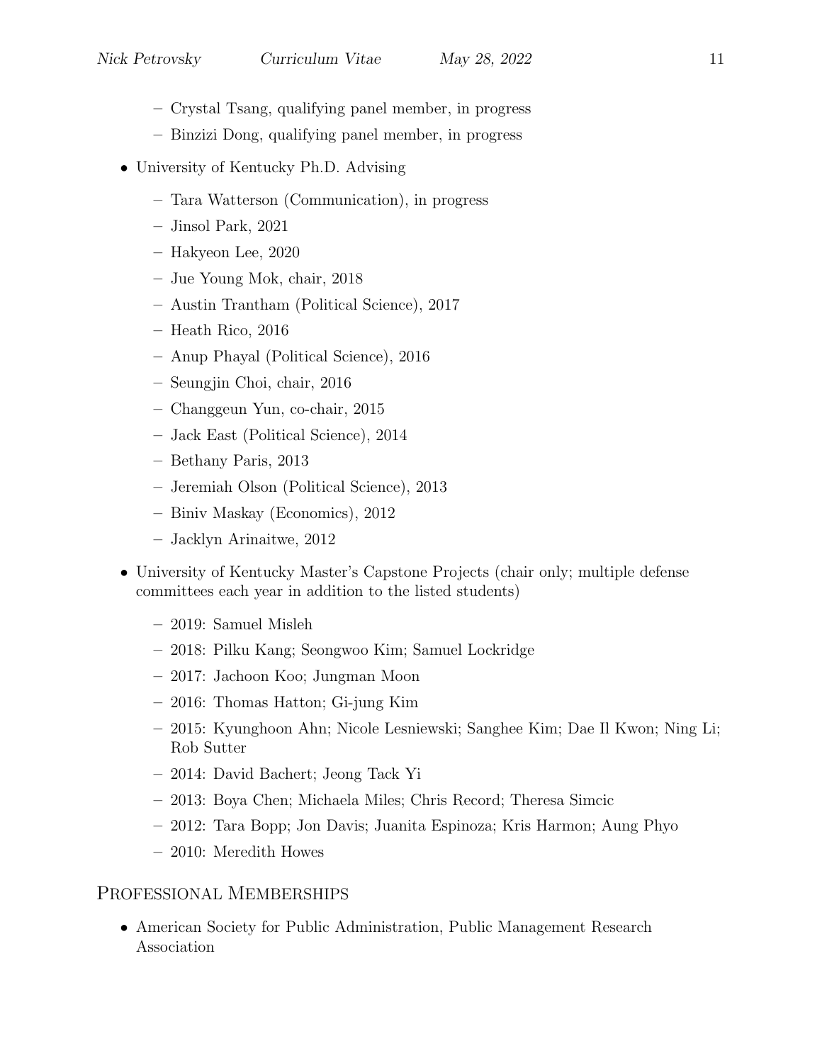- Crystal Tsang, qualifying panel member, in progress
  - Binzizi Dong, qualifying panel member, in progress

- University of Kentucky Ph.D. Advising
  - Tara Watterson (Communication), in progress
  - Jinsol Park, 2021
  - Hakyeon Lee, 2020
  - Jue Young Mok, chair, 2018
  - Austin Trantham (Political Science), 2017
  - Heath Rico, 2016
  - Anup Phayal (Political Science), 2016
  - Seungjin Choi, chair, 2016
  - Changgeun Yun, co-chair, 2015
  - Jack East (Political Science), 2014
  - Bethany Paris, 2013
  - Jeremiah Olson (Political Science), 2013
  - Biniv Maskay (Economics), 2012
  - Jacklyn Arinaitwe, 2012

- University of Kentucky Master's Capstone Projects (chair only; multiple defense committees each year in addition to the listed students)
  - 2019: Samuel Misleh
  - 2018: Pilku Kang; Seongwoo Kim; Samuel Lockridge
  - 2017: Jachoon Koo; Jungman Moon
  - 2016: Thomas Hatton; Gi-jung Kim
  - 2015: Kyunghoon Ahn; Nicole Lesniewski; Sanghee Kim; Dae Il Kwon; Ning Li; Rob Sutter
  - 2014: David Bachert; Jeong Tack Yi
  - 2013: Boya Chen; Michaela Miles; Chris Record; Theresa Simcic
  - 2012: Tara Bopp; Jon Davis; Juanita Espinoza; Kris Harmon; Aung Phyo
  - 2010: Meredith Howes

## Professional Memberships

- American Society for Public Administration, Public Management Research Association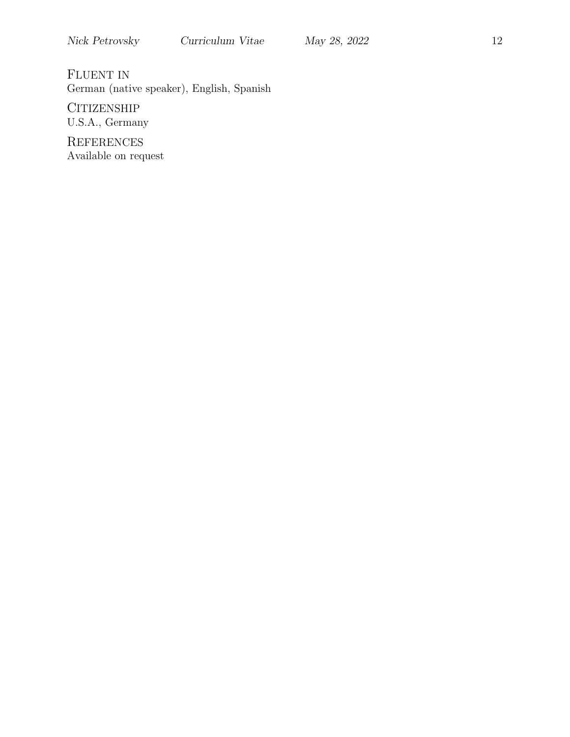## Fluent in

German (native speaker), English, Spanish

## Citizenship

U.S.A., Germany

## References

Available on request